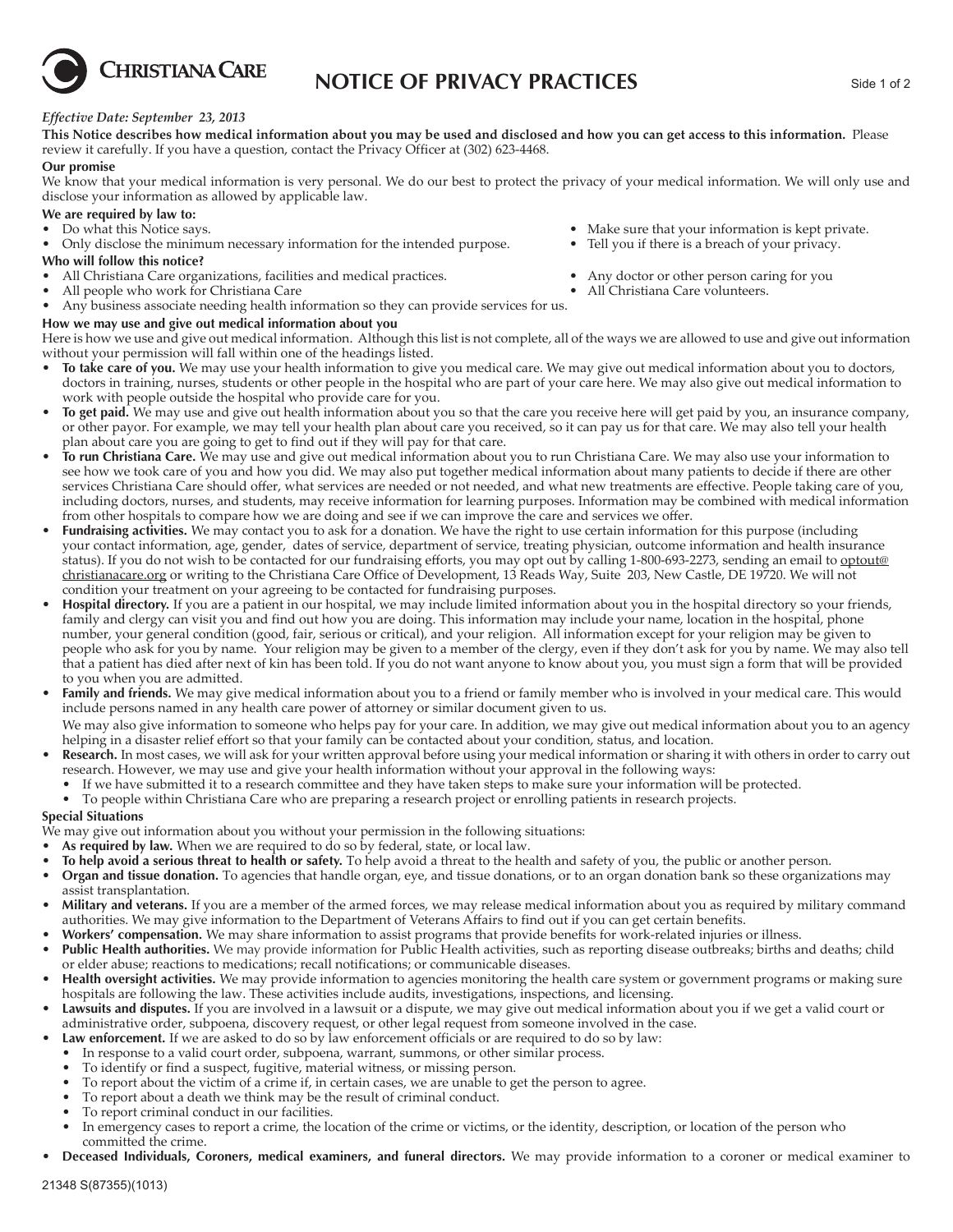# CHRISTIANA CARE

## NOTICE OF PRIVACY PRACTICES

*Effective Date: September 23, 2013*

**This Notice describes how medical information about you may be used and disclosed and how you can get access to this information.** Please review it carefully. If you have a question, contact the Privacy Officer at (302) 623-4468.

**Our promise**

We know that your medical information is very personal. We do our best to protect the privacy of your medical information. We will only use and disclose your information as allowed by applicable law.

**We are required by law to:**

- Do what this Notice says.
- Only disclose the minimum necessary information for the intended purpose.
- Make sure that your information is kept private.
- Tell you if there is a breach of your privacy.

**Who will follow this notice?**

- All Christiana Care organizations, facilities and medical practices.
- All people who work for Christiana Care
- Any business associate needing health information so they can provide services for us.
- Any doctor or other person caring for you
- All Christiana Care volunteers.

**How we may use and give out medical information about you**

Here is how we use and give out medical information. Although this list is not complete, all of the ways we are allowed to use and give out information without your permission will fall within one of the headings listed.

- **To take care of you.** We may use your health information to give you medical care. We may give out medical information about you to doctors, doctors in training, nurses, students or other people in the hospital who are part of your care here. We may also give out medical information to work with people outside the hospital who provide care for you.
- **To get paid.** We may use and give out health information about you so that the care you receive here will get paid by you, an insurance company, or other payor. For example, we may tell your health plan about care you received, so it can pay us for that care. We may also tell your health plan about care you are going to get to find out if they will pay for that care.
- **To run Christiana Care.** We may use and give out medical information about you to run Christiana Care. We may also use your information to see how we took care of you and how you did. We may also put together medical information about many patients to decide if there are other services Christiana Care should offer, what services are needed or not needed, and what new treatments are effective. People taking care of you, including doctors, nurses, and students, may receive information for learning purposes. Information may be combined with medical information from other hospitals to compare how we are doing and see if we can improve the care and services we offer.
- **Fundraising activities.** We may contact you to ask for a donation. We have the right to use certain information for this purpose (including your contact information, age, gender, dates of service, department of service, treating physician, outcome information and health insurance status). If you do not wish to be contacted for our fundraising efforts, you may opt out by calling 1-800-693-2273, sending an email to optout@christianacare.org or writing to the Christiana Care Office of Development, 13 Reads Way, Suite 203, New Castle, DE 19720. We will not condition your treatment on your agreeing to be contacted for fundraising purposes.
- **Hospital directory.** If you are a patient in our hospital, we may include limited information about you in the hospital directory so your friends, family and clergy can visit you and find out how you are doing. This information may include your name, location in the hospital, phone number, your general condition (good, fair, serious or critical), and your religion. All information except for your religion may be given to people who ask for you by name. Your religion may be given to a member of the clergy, even if they don't ask for you by name. We may also tell that a patient has died after next of kin has been told. If you do not want anyone to know about you, you must sign a form that will be provided to you when you are admitted.
- **Family and friends.** We may give medical information about you to a friend or family member who is involved in your medical care. This would include persons named in any health care power of attorney or similar document given to us.

  We may also give information to someone who helps pay for your care. In addition, we may give out medical information about you to an agency helping in a disaster relief effort so that your family can be contacted about your condition, status, and location.
- **Research.** In most cases, we will ask for your written approval before using your medical information or sharing it with others in order to carry out research. However, we may use and give your health information without your approval in the following ways:
  - If we have submitted it to a research committee and they have taken steps to make sure your information will be protected.
  - To people within Christiana Care who are preparing a research project or enrolling patients in research projects.

**Special Situations**

We may give out information about you without your permission in the following situations:

- **As required by law.** When we are required to do so by federal, state, or local law.
- **To help avoid a serious threat to health or safety.** To help avoid a threat to the health and safety of you, the public or another person.
- **Organ and tissue donation.** To agencies that handle organ, eye, and tissue donations, or to an organ donation bank so these organizations may assist transplantation.
- **Military and veterans.** If you are a member of the armed forces, we may release medical information about you as required by military command authorities. We may give information to the Department of Veterans Affairs to find out if you can get certain benefits.
- **Workers' compensation.** We may share information to assist programs that provide benefits for work-related injuries or illness.
- **Public Health authorities.** We may provide information for Public Health activities, such as reporting disease outbreaks; births and deaths; child or elder abuse; reactions to medications; recall notifications; or communicable diseases.
- **Health oversight activities.** We may provide information to agencies monitoring the health care system or government programs or making sure hospitals are following the law. These activities include audits, investigations, inspections, and licensing.
- **Lawsuits and disputes.** If you are involved in a lawsuit or a dispute, we may give out medical information about you if we get a valid court or administrative order, subpoena, discovery request, or other legal request from someone involved in the case.
- **Law enforcement.** If we are asked to do so by law enforcement officials or are required to do so by law:
  - In response to a valid court order, subpoena, warrant, summons, or other similar process.
  - To identify or find a suspect, fugitive, material witness, or missing person.
  - To report about the victim of a crime if, in certain cases, we are unable to get the person to agree.
  - To report about a death we think may be the result of criminal conduct.
  - To report criminal conduct in our facilities.
  - In emergency cases to report a crime, the location of the crime or victims, or the identity, description, or location of the person who committed the crime.
- **Deceased Individuals, Coroners, medical examiners, and funeral directors.** We may provide information to a coroner or medical examiner to

21348 S(87355)(1013)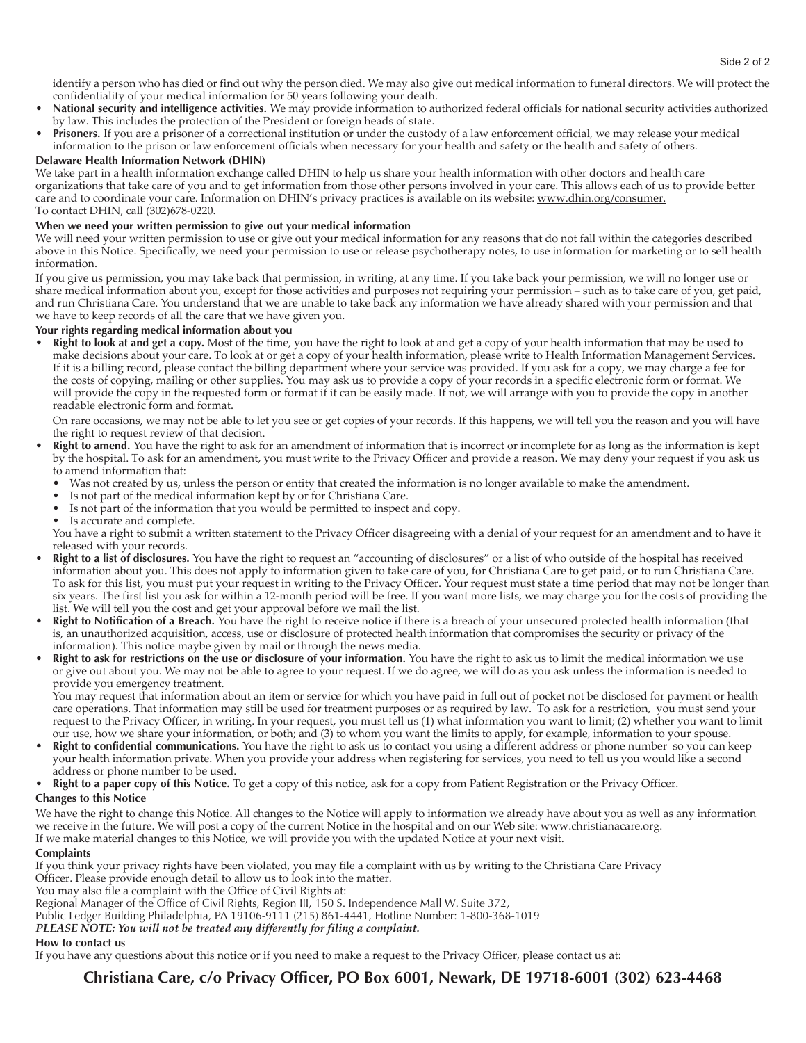identify a person who has died or find out why the person died. We may also give out medical information to funeral directors. We will protect the confidentiality of your medical information for 50 years following your death.

- **National security and intelligence activities.** We may provide information to authorized federal officials for national security activities authorized by law. This includes the protection of the President or foreign heads of state.
- **Prisoners.** If you are a prisoner of a correctional institution or under the custody of a law enforcement official, we may release your medical information to the prison or law enforcement officials when necessary for your health and safety or the health and safety of others.

**Delaware Health Information Network (DHIN)**

We take part in a health information exchange called DHIN to help us share your health information with other doctors and health care organizations that take care of you and to get information from those other persons involved in your care. This allows each of us to provide better care and to coordinate your care. Information on DHIN's privacy practices is available on its website: www.dhin.org/consumer.
To contact DHIN, call (302)678-0220.

**When we need your written permission to give out your medical information**

We will need your written permission to use or give out your medical information for any reasons that do not fall within the categories described above in this Notice. Specifically, we need your permission to use or release psychotherapy notes, to use information for marketing or to sell health information.

If you give us permission, you may take back that permission, in writing, at any time. If you take back your permission, we will no longer use or share medical information about you, except for those activities and purposes not requiring your permission – such as to take care of you, get paid, and run Christiana Care. You understand that we are unable to take back any information we have already shared with your permission and that we have to keep records of all the care that we have given you.

**Your rights regarding medical information about you**

- **Right to look at and get a copy.** Most of the time, you have the right to look at and get a copy of your health information that may be used to make decisions about your care. To look at or get a copy of your health information, please write to Health Information Management Services. If it is a billing record, please contact the billing department where your service was provided. If you ask for a copy, we may charge a fee for the costs of copying, mailing or other supplies. You may ask us to provide a copy of your records in a specific electronic form or format. We will provide the copy in the requested form or format if it can be easily made. If not, we will arrange with you to provide the copy in another readable electronic form and format.

  On rare occasions, we may not be able to let you see or get copies of your records. If this happens, we will tell you the reason and you will have the right to request review of that decision.
- **Right to amend.** You have the right to ask for an amendment of information that is incorrect or incomplete for as long as the information is kept by the hospital. To ask for an amendment, you must write to the Privacy Officer and provide a reason. We may deny your request if you ask us to amend information that:
  - Was not created by us, unless the person or entity that created the information is no longer available to make the amendment.
  - Is not part of the medical information kept by or for Christiana Care.
  - Is not part of the information that you would be permitted to inspect and copy.
  - Is accurate and complete.

  You have a right to submit a written statement to the Privacy Officer disagreeing with a denial of your request for an amendment and to have it released with your records.
- **Right to a list of disclosures.** You have the right to request an "accounting of disclosures" or a list of who outside of the hospital has received information about you. This does not apply to information given to take care of you, for Christiana Care to get paid, or to run Christiana Care. To ask for this list, you must put your request in writing to the Privacy Officer. Your request must state a time period that may not be longer than six years. The first list you ask for within a 12-month period will be free. If you want more lists, we may charge you for the costs of providing the list. We will tell you the cost and get your approval before we mail the list.
- **Right to Notification of a Breach.** You have the right to receive notice if there is a breach of your unsecured protected health information (that is, an unauthorized acquisition, access, use or disclosure of protected health information that compromises the security or privacy of the information). This notice maybe given by mail or through the news media.
- **Right to ask for restrictions on the use or disclosure of your information.** You have the right to ask us to limit the medical information we use or give out about you. We may not be able to agree to your request. If we do agree, we will do as you ask unless the information is needed to provide you emergency treatment.

  You may request that information about an item or service for which you have paid in full out of pocket not be disclosed for payment or health care operations. That information may still be used for treatment purposes or as required by law. To ask for a restriction, you must send your request to the Privacy Officer, in writing. In your request, you must tell us (1) what information you want to limit; (2) whether you want to limit our use, how we share your information, or both; and (3) to whom you want the limits to apply, for example, information to your spouse.
- **Right to confidential communications.** You have the right to ask us to contact you using a different address or phone number so you can keep your health information private. When you provide your address when registering for services, you need to tell us you would like a second address or phone number to be used.
- **Right to a paper copy of this Notice.** To get a copy of this notice, ask for a copy from Patient Registration or the Privacy Officer.

**Changes to this Notice**

We have the right to change this Notice. All changes to the Notice will apply to information we already have about you as well as any information we receive in the future. We will post a copy of the current Notice in the hospital and on our Web site: www.christianacare.org.
If we make material changes to this Notice, we will provide you with the updated Notice at your next visit.

**Complaints**

If you think your privacy rights have been violated, you may file a complaint with us by writing to the Christiana Care Privacy Officer. Please provide enough detail to allow us to look into the matter.
You may also file a complaint with the Office of Civil Rights at:
Regional Manager of the Office of Civil Rights, Region III, 150 S. Independence Mall W. Suite 372,
Public Ledger Building Philadelphia, PA 19106-9111 (215) 861-4441, Hotline Number: 1-800-368-1019

***PLEASE NOTE: You will not be treated any differently for filing a complaint.***

**How to contact us**

If you have any questions about this notice or if you need to make a request to the Privacy Officer, please contact us at:

**Christiana Care, c/o Privacy Officer, PO Box 6001, Newark, DE 19718-6001 (302) 623-4468**